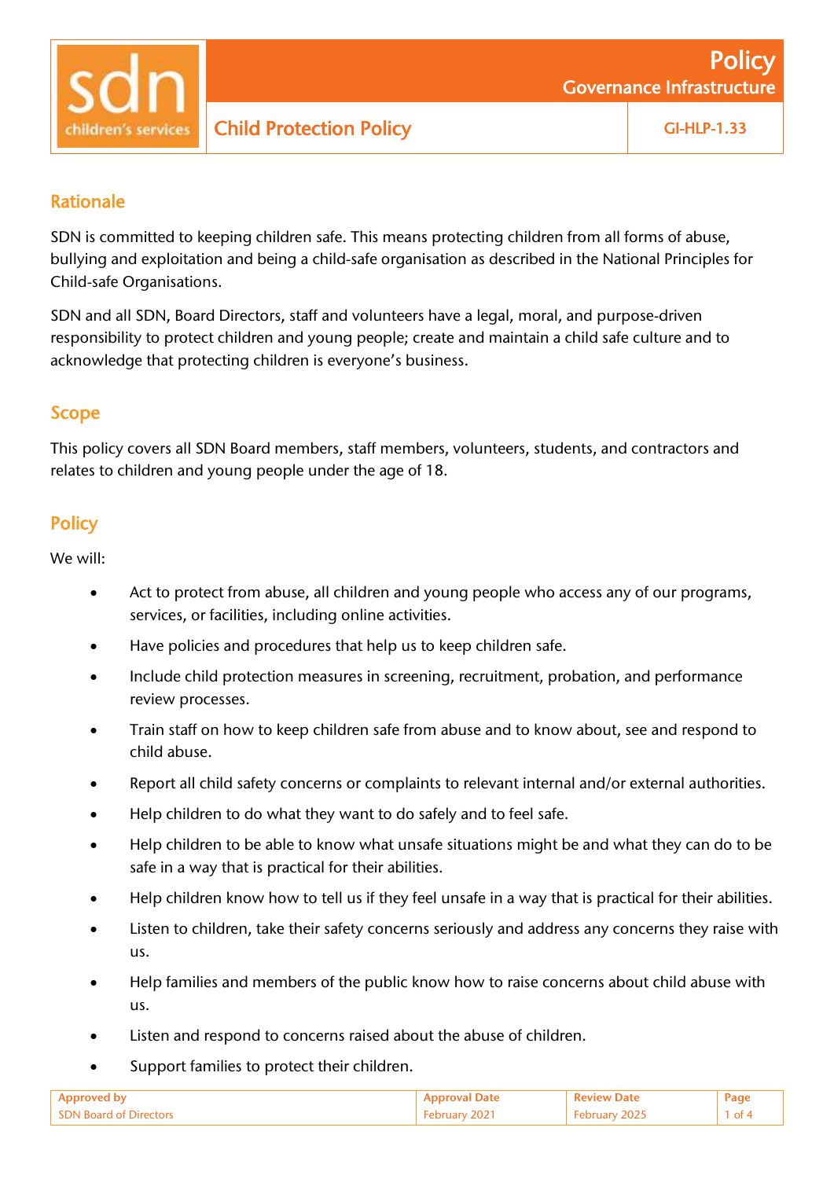# Child Protection Policy

Policy
Governance Infrastructure

GI-HLP-1.33

## Rationale

SDN is committed to keeping children safe. This means protecting children from all forms of abuse, bullying and exploitation and being a child-safe organisation as described in the National Principles for Child-safe Organisations.

SDN and all SDN, Board Directors, staff and volunteers have a legal, moral, and purpose-driven responsibility to protect children and young people; create and maintain a child safe culture and to acknowledge that protecting children is everyone's business.

## Scope

This policy covers all SDN Board members, staff members, volunteers, students, and contractors and relates to children and young people under the age of 18.

## Policy

We will:

- Act to protect from abuse, all children and young people who access any of our programs, services, or facilities, including online activities.
- Have policies and procedures that help us to keep children safe.
- Include child protection measures in screening, recruitment, probation, and performance review processes.
- Train staff on how to keep children safe from abuse and to know about, see and respond to child abuse.
- Report all child safety concerns or complaints to relevant internal and/or external authorities.
- Help children to do what they want to do safely and to feel safe.
- Help children to be able to know what unsafe situations might be and what they can do to be safe in a way that is practical for their abilities.
- Help children know how to tell us if they feel unsafe in a way that is practical for their abilities.
- Listen to children, take their safety concerns seriously and address any concerns they raise with us.
- Help families and members of the public know how to raise concerns about child abuse with us.
- Listen and respond to concerns raised about the abuse of children.
- Support families to protect their children.

| Approved by | Approval Date | Review Date |
|---|---|---|
| SDN Board of Directors | February 2021 | February 2025 |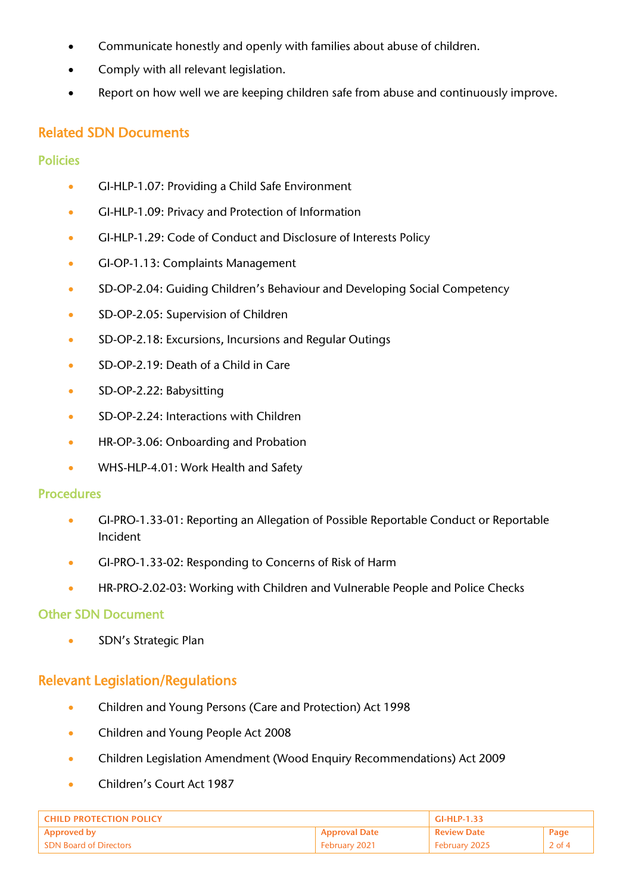- Communicate honestly and openly with families about abuse of children.
- Comply with all relevant legislation.
- Report on how well we are keeping children safe from abuse and continuously improve.

## Related SDN Documents

### Policies

- GI-HLP-1.07: Providing a Child Safe Environment
- GI-HLP-1.09: Privacy and Protection of Information
- GI-HLP-1.29: Code of Conduct and Disclosure of Interests Policy
- GI-OP-1.13: Complaints Management
- SD-OP-2.04: Guiding Children's Behaviour and Developing Social Competency
- SD-OP-2.05: Supervision of Children
- SD-OP-2.18: Excursions, Incursions and Regular Outings
- SD-OP-2.19: Death of a Child in Care
- SD-OP-2.22: Babysitting
- SD-OP-2.24: Interactions with Children
- HR-OP-3.06: Onboarding and Probation
- WHS-HLP-4.01: Work Health and Safety

### Procedures

- GI-PRO-1.33-01: Reporting an Allegation of Possible Reportable Conduct or Reportable Incident
- GI-PRO-1.33-02: Responding to Concerns of Risk of Harm
- HR-PRO-2.02-03: Working with Children and Vulnerable People and Police Checks

### Other SDN Document

- SDN's Strategic Plan

## Relevant Legislation/Regulations

- Children and Young Persons (Care and Protection) Act 1998
- Children and Young People Act 2008
- Children Legislation Amendment (Wood Enquiry Recommendations) Act 2009
- Children's Court Act 1987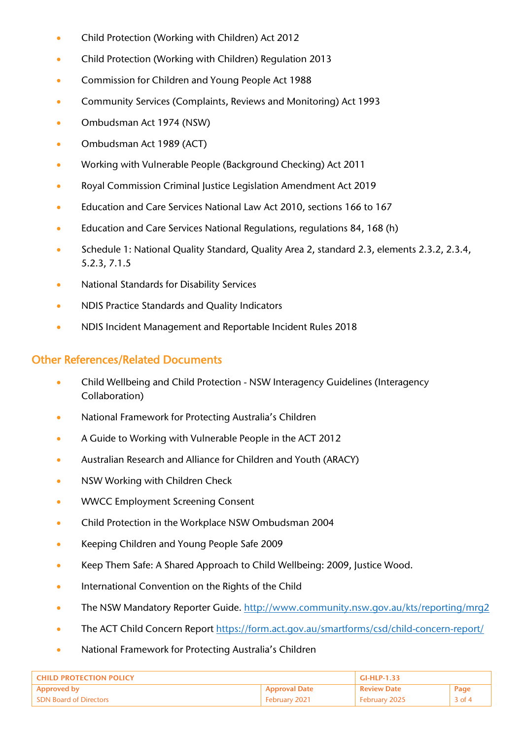- Child Protection (Working with Children) Act 2012
- Child Protection (Working with Children) Regulation 2013
- Commission for Children and Young People Act 1988
- Community Services (Complaints, Reviews and Monitoring) Act 1993
- Ombudsman Act 1974 (NSW)
- Ombudsman Act 1989 (ACT)
- Working with Vulnerable People (Background Checking) Act 2011
- Royal Commission Criminal Justice Legislation Amendment Act 2019
- Education and Care Services National Law Act 2010, sections 166 to 167
- Education and Care Services National Regulations, regulations 84, 168 (h)
- Schedule 1: National Quality Standard, Quality Area 2, standard 2.3, elements 2.3.2, 2.3.4, 5.2.3, 7.1.5
- National Standards for Disability Services
- NDIS Practice Standards and Quality Indicators
- NDIS Incident Management and Reportable Incident Rules 2018

## Other References/Related Documents

- Child Wellbeing and Child Protection - NSW Interagency Guidelines (Interagency Collaboration)
- National Framework for Protecting Australia's Children
- A Guide to Working with Vulnerable People in the ACT 2012
- Australian Research and Alliance for Children and Youth (ARACY)
- NSW Working with Children Check
- WWCC Employment Screening Consent
- Child Protection in the Workplace NSW Ombudsman 2004
- Keeping Children and Young People Safe 2009
- Keep Them Safe: A Shared Approach to Child Wellbeing: 2009, Justice Wood.
- International Convention on the Rights of the Child
- The NSW Mandatory Reporter Guide. http://www.community.nsw.gov.au/kts/reporting/mrg2
- The ACT Child Concern Report https://form.act.gov.au/smartforms/csd/child-concern-report/
- National Framework for Protecting Australia's Children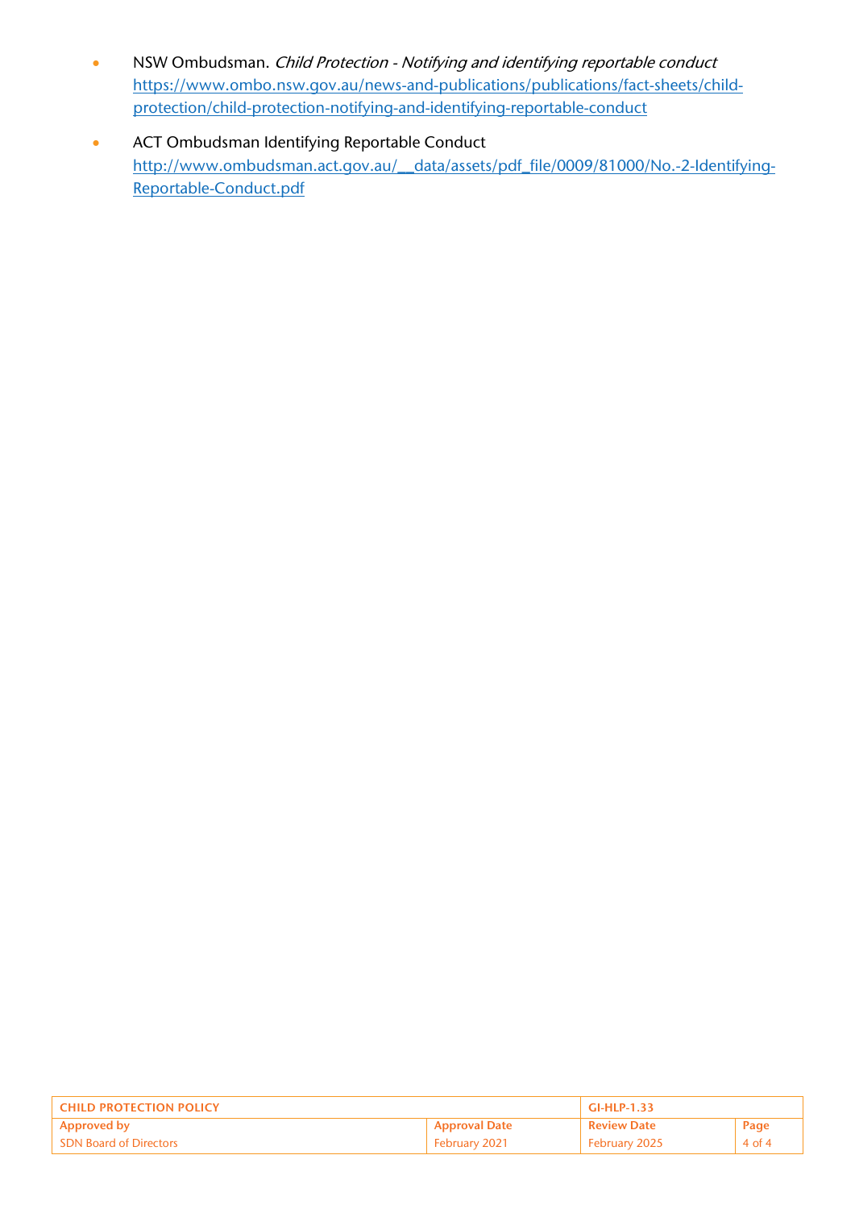- NSW Ombudsman. *Child Protection - Notifying and identifying reportable conduct* https://www.ombo.nsw.gov.au/news-and-publications/publications/fact-sheets/child-protection/child-protection-notifying-and-identifying-reportable-conduct
- ACT Ombudsman Identifying Reportable Conduct http://www.ombudsman.act.gov.au/__data/assets/pdf_file/0009/81000/No.-2-Identifying-Reportable-Conduct.pdf